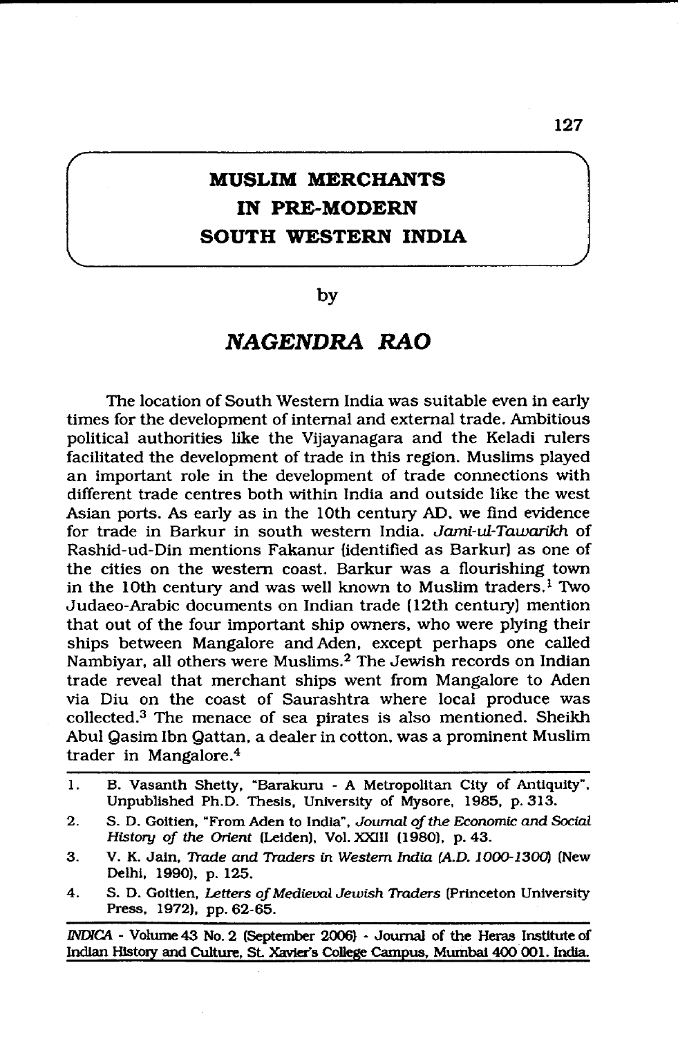# MUSLIM MERCHANTS IN PRE-MODERN SOUTH WESTERN INDIA

by

## *NAGENDRA RAO*

The location of South Western India was suitable even in early times for the development of internal and external trade. Ambitious political authorities like the Vijayanagara and the Keladi rulers facilitated the development of trade in this region. Muslims played an important role in the development of trade connections with different trade centres both within India and outside like the west Asian ports. As early as in the 10th century AD, we find evidence for trade in Barkur in south western India. *Jami-ul-Tawarikh* of Rashid-ud-Din mentions Fakanur (identified as Barkur) as one of the cities on the western coast. Barkur was a flourishing town in the 10th century and was well known to Muslim traders.[1] Two Judaeo-Arabic documents on Indian trade (12th century) mention that out of the four important ship owners, who were plying their ships between Mangalore and Aden, except perhaps one called Nambiyar, all others were Muslims.[2] The Jewish records on Indian trade reveal that merchant ships went from Mangalore to Aden via Diu on the coast of Saurashtra where local produce was collected.[3] The menace of sea pirates is also mentioned. Sheikh Abul Qasim Ibn Qattan, a dealer in cotton, was a prominent Muslim trader in Mangalore.[4]

---

1. B. Vasanth Shetty, "Barakuru - A Metropolitan City of Antiquity", Unpublished Ph.D. Thesis, University of Mysore, 1985, p. 313.
2. S. D. Goitien, "From Aden to India", *Journal of the Economic and Social History of the Orient* (Leiden), Vol. XXIII (1980), p. 43.
3. V. K. Jain, *Trade and Traders in Western India (A.D. 1000-1300)* (New Delhi, 1990), p. 125.
4. S. D. Goitien, *Letters of Medieval Jewish Traders* (Princeton University Press, 1972), pp. 62-65.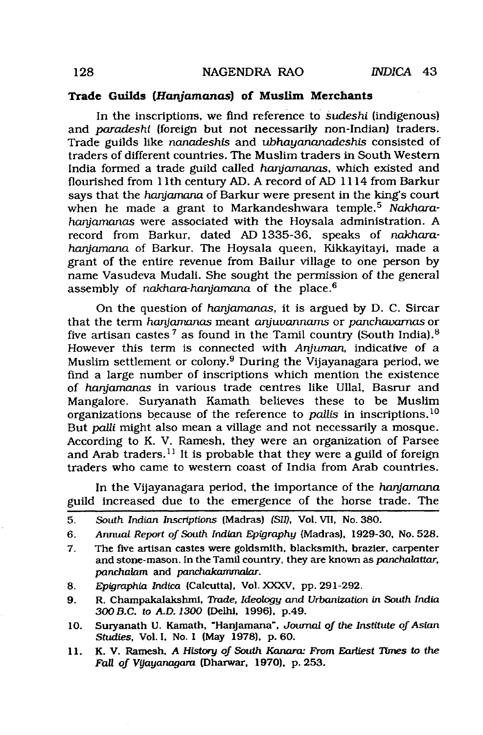### Trade Guilds (*Hanjamanas*) of Muslim Merchants

In the inscriptions, we find reference to *sudeshi* (indigenous) and *paradeshi* (foreign but not necessarily non-Indian) traders. Trade guilds like *nanadeshis* and *ubhayananadeshis* consisted of traders of different countries. The Muslim traders in South Western India formed a trade guild called *hanjamanas*, which existed and flourished from 11th century AD. A record of AD 1114 from Barkur says that the *hanjamana* of Barkur were present in the king's court when he made a grant to Markandeshwara temple.[5] *Nakhara-hanjamanas* were associated with the Hoysala administration. A record from Barkur, dated AD 1335-36, speaks of *nakhara-hanjamana* of Barkur. The Hoysala queen, Kikkayitayi, made a grant of the entire revenue from Bailur village to one person by name Vasudeva Mudali. She sought the permission of the general assembly of *nakhara-hanjamana* of the place.[6]

On the question of *hanjamanas*, it is argued by D. C. Sircar that the term *hanjamanas* meant *anjuvannams* or *panchavarnas* or five artisan castes[7] as found in the Tamil country (South India).[8] However this term is connected with *Anjuman*, indicative of a Muslim settlement or colony.[9] During the Vijayanagara period, we find a large number of inscriptions which mention the existence of *hanjamanas* in various trade centres like Ullal, Basrur and Mangalore. Suryanath Kamath believes these to be Muslim organizations because of the reference to *pallis* in inscriptions.[10] But *palli* might also mean a village and not necessarily a mosque. According to K. V. Ramesh, they were an organization of Parsee and Arab traders.[11] It is probable that they were a guild of foreign traders who came to western coast of India from Arab countries.

In the Vijayanagara period, the importance of the *hanjamana* guild increased due to the emergence of the horse trade. The

---

5. *South Indian Inscriptions* (Madras) *(SII)*, Vol. VII, No. 380.
6. *Annual Report of South Indian Epigraphy* (Madras), 1929-30, No. 528.
7. The five artisan castes were goldsmith, blacksmith, brazier, carpenter and stone-mason. In the Tamil country, they are known as *panchalattar*, *panchalam* and *panchakammalar*.
8. *Epigraphia Indica* (Calcutta), Vol. XXXV, pp. 291-292.
9. R. Champakalakshmi, *Trade, Ideology and Urbanization in South India 300 B.C. to A.D. 1300* (Delhi, 1996), p.49.
10. Suryanath U. Kamath, "Hanjamana", *Journal of the Institute of Asian Studies*, Vol. I, No. 1 (May 1978), p. 60.
11. K. V. Ramesh, *A History of South Kanara: From Earliest Times to the Fall of Vijayanagara* (Dharwar, 1970), p. 253.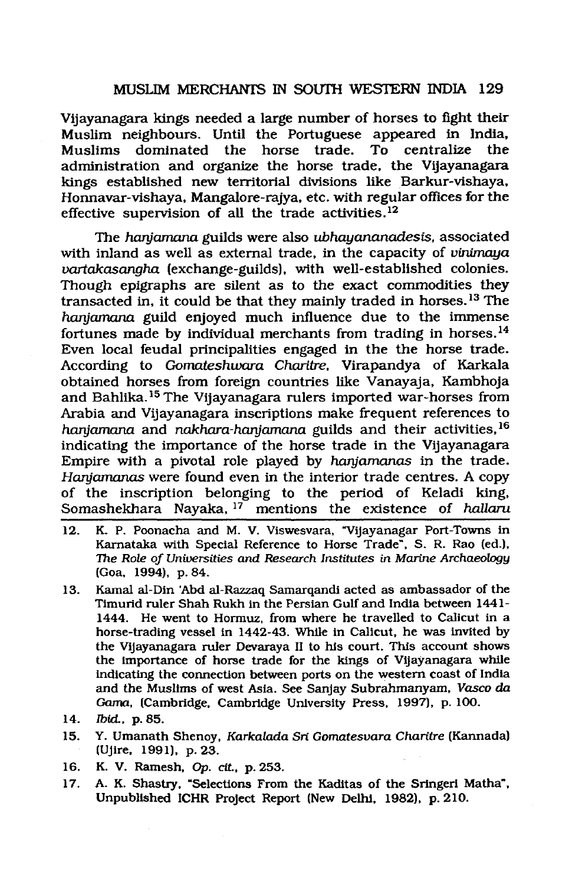Vijayanagara kings needed a large number of horses to fight their Muslim neighbours. Until the Portuguese appeared in India, Muslims dominated the horse trade. To centralize the administration and organize the horse trade, the Vijayanagara kings established new territorial divisions like Barkur-vishaya, Honnavar-vishaya, Mangalore-rajya, etc. with regular offices for the effective supervision of all the trade activities.[12]

The *hanjamana* guilds were also *ubhayananadesis*, associated with inland as well as external trade, in the capacity of *vinimaya vartakasangha* (exchange-guilds), with well-established colonies. Though epigraphs are silent as to the exact commodities they transacted in, it could be that they mainly traded in horses.[13] The *hanjamana* guild enjoyed much influence due to the immense fortunes made by individual merchants from trading in horses.[14] Even local feudal principalities engaged in the the horse trade. According to *Gomateshwara Charitre*, Virapandya of Karkala obtained horses from foreign countries like Vanayaja, Kambhoja and Bahlika.[15] The Vijayanagara rulers imported war-horses from Arabia and Vijayanagara inscriptions make frequent references to *hanjamana* and *nakhara-hanjamana* guilds and their activities,[16] indicating the importance of the horse trade in the Vijayanagara Empire with a pivotal role played by *hanjamanas* in the trade. *Hanjamanas* were found even in the interior trade centres. A copy of the inscription belonging to the period of Keladi king, Somashekhara Nayaka,[17] mentions the existence of *hallaru*

---

12. K. P. Poonacha and M. V. Viswesvara, "Vijayanagar Port-Towns in Karnataka with Special Reference to Horse Trade", S. R. Rao (ed.), *The Role of Universities and Research Institutes in Marine Archaeology* (Goa, 1994), p. 84.
13. Kamal al-Din 'Abd al-Razzaq Samarqandi acted as ambassador of the Timurid ruler Shah Rukh in the Persian Gulf and India between 1441-1444. He went to Hormuz, from where he travelled to Calicut in a horse-trading vessel in 1442-43. While in Calicut, he was invited by the Vijayanagara ruler Devaraya II to his court. This account shows the importance of horse trade for the kings of Vijayanagara while indicating the connection between ports on the western coast of India and the Muslims of west Asia. See Sanjay Subrahmanyam, *Vasco da Gama*, (Cambridge, Cambridge University Press, 1997), p. 100.
14. *Ibid.*, p. 85.
15. Y. Umanath Shenoy, *Karkalada Sri Gomatesvara Charitre* (Kannada) (Ujire, 1991), p. 23.
16. K. V. Ramesh, *Op. cit.*, p. 253.
17. A. K. Shastry, "Selections From the Kaditas of the Sringeri Matha", Unpublished ICHR Project Report (New Delhi, 1982), p. 210.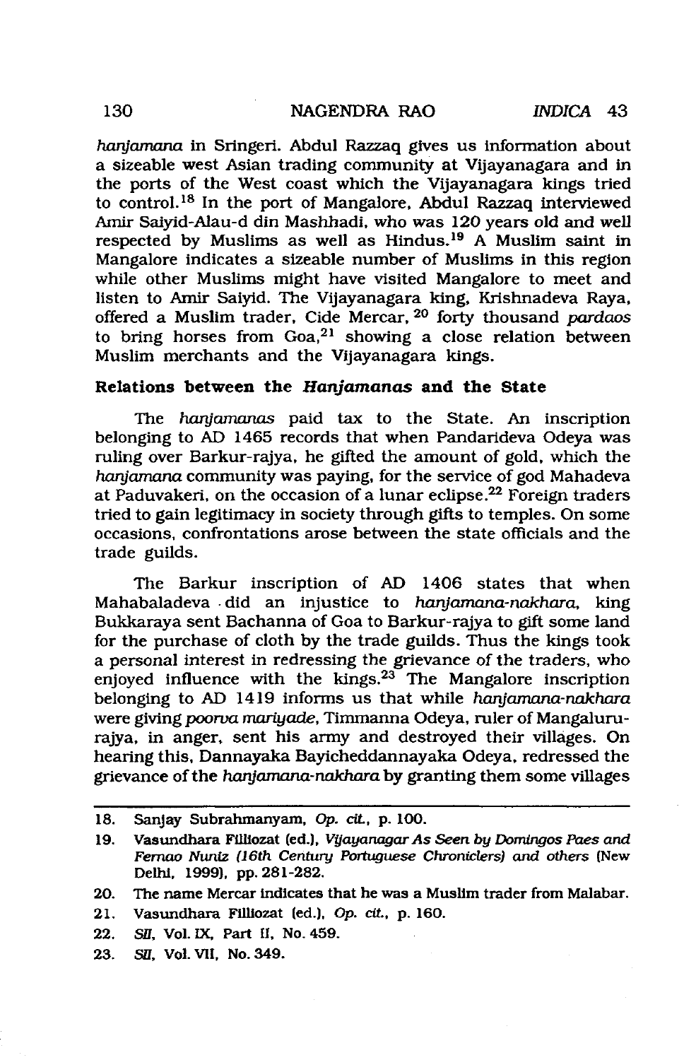*hanjamana* in Sringeri. Abdul Razzaq gives us information about a sizeable west Asian trading community at Vijayanagara and in the ports of the West coast which the Vijayanagara kings tried to control.[18] In the port of Mangalore, Abdul Razzaq interviewed Amir Saiyid-Alau-d din Mashhadi, who was 120 years old and well respected by Muslims as well as Hindus.[19] A Muslim saint in Mangalore indicates a sizeable number of Muslims in this region while other Muslims might have visited Mangalore to meet and listen to Amir Saiyid. The Vijayanagara king, Krishnadeva Raya, offered a Muslim trader, Cide Mercar,[20] forty thousand *pardaos* to bring horses from Goa,[21] showing a close relation between Muslim merchants and the Vijayanagara kings.

### Relations between the *Hanjamanas* and the State

The *hanjamanas* paid tax to the State. An inscription belonging to AD 1465 records that when Pandarideva Odeya was ruling over Barkur-rajya, he gifted the amount of gold, which the *hanjamana* community was paying, for the service of god Mahadeva at Paduvakeri, on the occasion of a lunar eclipse.[22] Foreign traders tried to gain legitimacy in society through gifts to temples. On some occasions, confrontations arose between the state officials and the trade guilds.

The Barkur inscription of AD 1406 states that when Mahabaladeva did an injustice to *hanjamana-nakhara*, king Bukkaraya sent Bachanna of Goa to Barkur-rajya to gift some land for the purchase of cloth by the trade guilds. Thus the kings took a personal interest in redressing the grievance of the traders, who enjoyed influence with the kings.[23] The Mangalore inscription belonging to AD 1419 informs us that while *hanjamana-nakhara* were giving *poorva mariyade*, Timmanna Odeya, ruler of Mangaluru-rajya, in anger, sent his army and destroyed their villages. On hearing this, Dannayaka Bayicheddannayaka Odeya, redressed the grievance of the *hanjamana-nakhara* by granting them some villages

---

18. Sanjay Subrahmanyam, *Op. cit.*, p. 100.
19. Vasundhara Filliozat (ed.), *Vijayanagar As Seen by Domingos Paes and Fernao Nuniz (16th Century Portuguese Chroniclers) and others* (New Delhi, 1999), pp. 281-282.
20. The name Mercar indicates that he was a Muslim trader from Malabar.
21. Vasundhara Filliozat (ed.), *Op. cit.*, p. 160.
22. *SII*, Vol. IX, Part II, No. 459.
23. *SII*, Vol. VII, No. 349.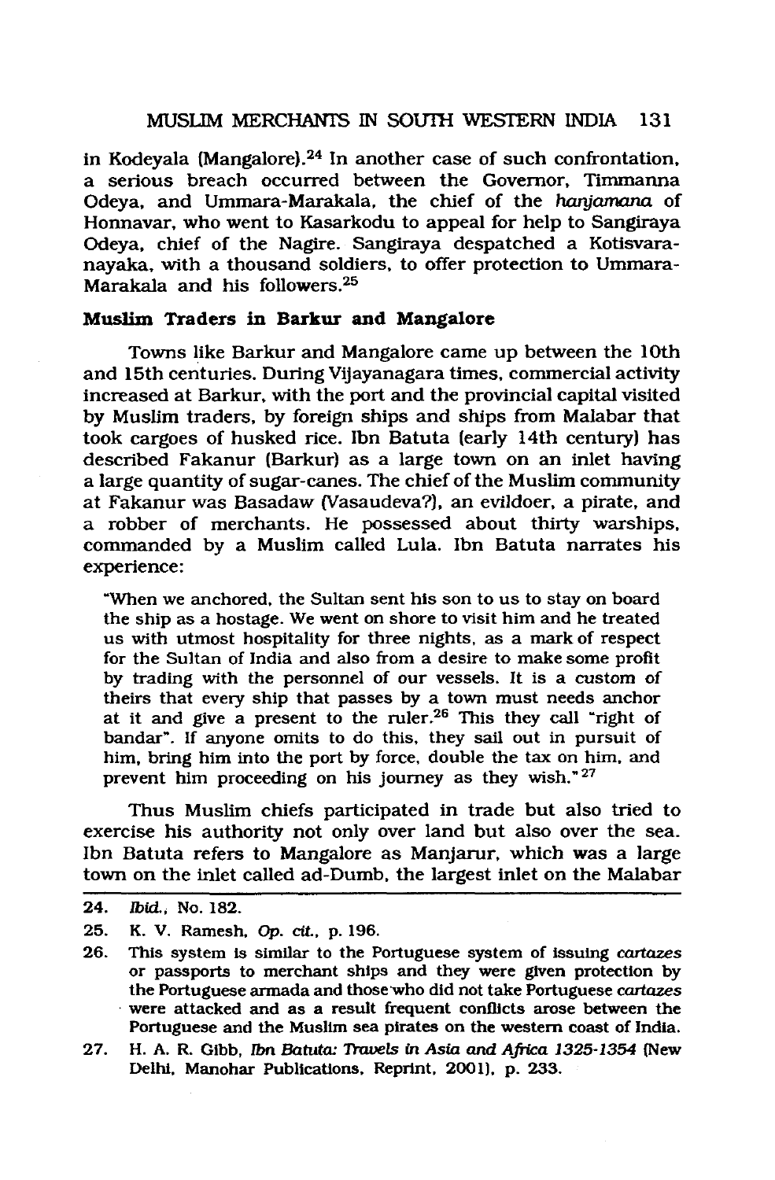in Kodeyala (Mangalore).[24] In another case of such confrontation, a serious breach occurred between the Governor, Timmanna Odeya, and Ummara-Marakala, the chief of the *hanjamana* of Honnavar, who went to Kasarkodu to appeal for help to Sangiraya Odeya, chief of the Nagire. Sangiraya despatched a Kotisvara-nayaka, with a thousand soldiers, to offer protection to Ummara-Marakala and his followers.[25]

### Muslim Traders in Barkur and Mangalore

Towns like Barkur and Mangalore came up between the 10th and 15th centuries. During Vijayanagara times, commercial activity increased at Barkur, with the port and the provincial capital visited by Muslim traders, by foreign ships and ships from Malabar that took cargoes of husked rice. Ibn Batuta (early 14th century) has described Fakanur (Barkur) as a large town on an inlet having a large quantity of sugar-canes. The chief of the Muslim community at Fakanur was Basadaw (Vasaudeva?), an evildoer, a pirate, and a robber of merchants. He possessed about thirty warships, commanded by a Muslim called Lula. Ibn Batuta narrates his experience:

> "When we anchored, the Sultan sent his son to us to stay on board the ship as a hostage. We went on shore to visit him and he treated us with utmost hospitality for three nights, as a mark of respect for the Sultan of India and also from a desire to make some profit by trading with the personnel of our vessels. It is a custom of theirs that every ship that passes by a town must needs anchor at it and give a present to the ruler.[26] This they call "right of bandar". If anyone omits to do this, they sail out in pursuit of him, bring him into the port by force, double the tax on him, and prevent him proceeding on his journey as they wish."[27]

Thus Muslim chiefs participated in trade but also tried to exercise his authority not only over land but also over the sea. Ibn Batuta refers to Mangalore as Manjarur, which was a large town on the inlet called ad-Dumb, the largest inlet on the Malabar

---

24. *Ibid.*, No. 182.
25. K. V. Ramesh, *Op. cit.*, p. 196.
26. This system is similar to the Portuguese system of issuing *cartazes* or passports to merchant ships and they were given protection by the Portuguese armada and those who did not take Portuguese *cartazes* were attacked and as a result frequent conflicts arose between the Portuguese and the Muslim sea pirates on the western coast of India.
27. H. A. R. Gibb, *Ibn Batuta: Travels in Asia and Africa 1325-1354* (New Delhi, Manohar Publications, Reprint, 2001), p. 233.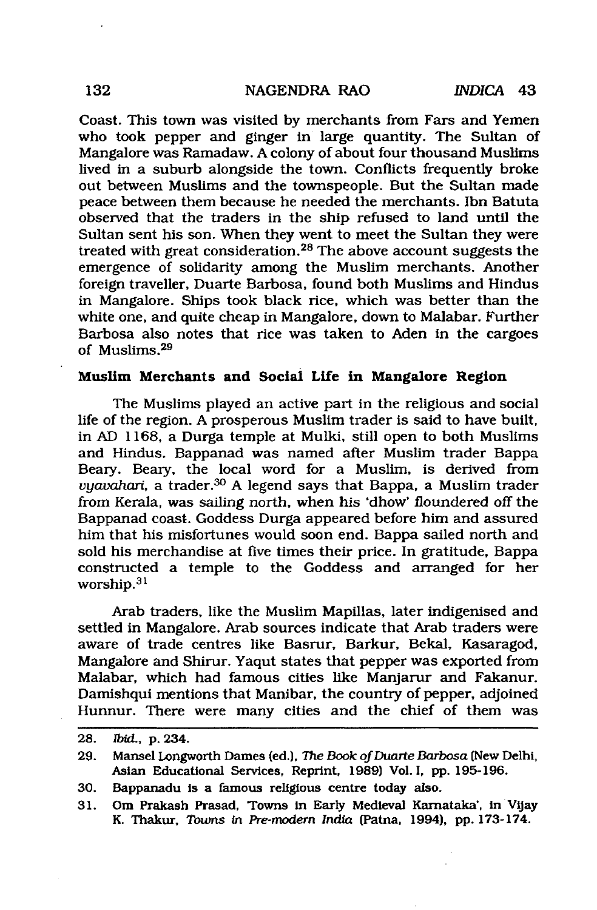Coast. This town was visited by merchants from Fars and Yemen who took pepper and ginger in large quantity. The Sultan of Mangalore was Ramadaw. A colony of about four thousand Muslims lived in a suburb alongside the town. Conflicts frequently broke out between Muslims and the townspeople. But the Sultan made peace between them because he needed the merchants. Ibn Batuta observed that the traders in the ship refused to land until the Sultan sent his son. When they went to meet the Sultan they were treated with great consideration.[28] The above account suggests the emergence of solidarity among the Muslim merchants. Another foreign traveller, Duarte Barbosa, found both Muslims and Hindus in Mangalore. Ships took black rice, which was better than the white one, and quite cheap in Mangalore, down to Malabar. Further Barbosa also notes that rice was taken to Aden in the cargoes of Muslims.[29]

### Muslim Merchants and Social Life in Mangalore Region

The Muslims played an active part in the religious and social life of the region. A prosperous Muslim trader is said to have built, in AD 1168, a Durga temple at Mulki, still open to both Muslims and Hindus. Bappanad was named after Muslim trader Bappa Beary. Beary, the local word for a Muslim, is derived from *vyavahari*, a trader.[30] A legend says that Bappa, a Muslim trader from Kerala, was sailing north, when his 'dhow' floundered off the Bappanad coast. Goddess Durga appeared before him and assured him that his misfortunes would soon end. Bappa sailed north and sold his merchandise at five times their price. In gratitude, Bappa constructed a temple to the Goddess and arranged for her worship.[31]

Arab traders, like the Muslim Mapillas, later indigenised and settled in Mangalore. Arab sources indicate that Arab traders were aware of trade centres like Basrur, Barkur, Bekal, Kasaragod, Mangalore and Shirur. Yaqut states that pepper was exported from Malabar, which had famous cities like Manjarur and Fakanur. Damishqui mentions that Manibar, the country of pepper, adjoined Hunnur. There were many cities and the chief of them was

---

28. *Ibid.*, p. 234.
29. Mansel Longworth Dames (ed.), *The Book of Duarte Barbosa* (New Delhi, Asian Educational Services, Reprint, 1989) Vol. I, pp. 195-196.
30. Bappanadu is a famous religious centre today also.
31. Om Prakash Prasad, 'Towns in Early Medieval Karnataka', in Vijay K. Thakur, *Towns in Pre-modern India* (Patna, 1994), pp. 173-174.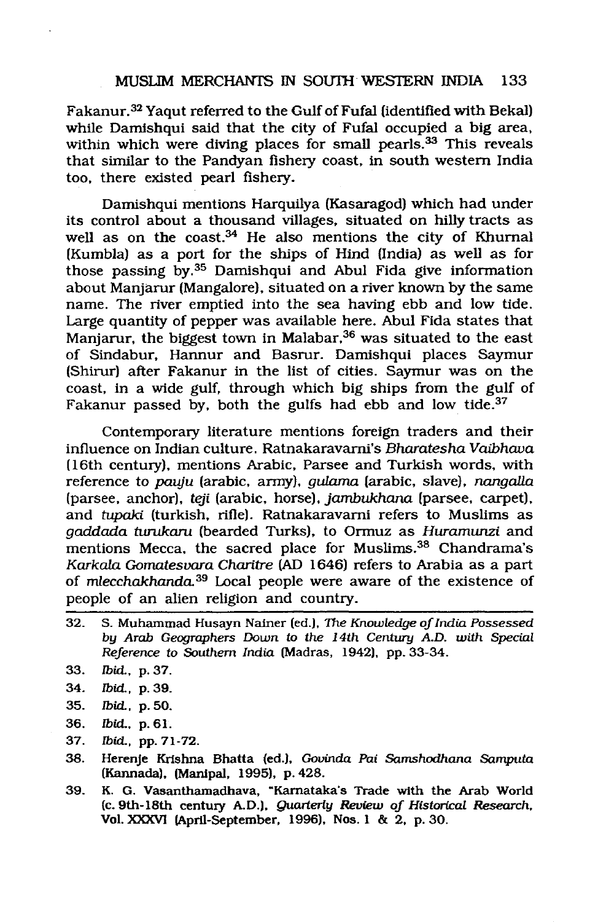Fakanur.[32] Yaqut referred to the Gulf of Fufal (identified with Bekal) while Damishqui said that the city of Fufal occupied a big area, within which were diving places for small pearls.[33] This reveals that similar to the Pandyan fishery coast, in south western India too, there existed pearl fishery.

Damishqui mentions Harquilya (Kasaragod) which had under its control about a thousand villages, situated on hilly tracts as well as on the coast.[34] He also mentions the city of Khurnal (Kumbla) as a port for the ships of Hind (India) as well as for those passing by.[35] Damishqui and Abul Fida give information about Manjarur (Mangalore), situated on a river known by the same name. The river emptied into the sea having ebb and low tide. Large quantity of pepper was available here. Abul Fida states that Manjarur, the biggest town in Malabar,[36] was situated to the east of Sindabur, Hannur and Basrur. Damishqui places Saymur (Shirur) after Fakanur in the list of cities. Saymur was on the coast, in a wide gulf, through which big ships from the gulf of Fakanur passed by, both the gulfs had ebb and low tide.[37]

Contemporary literature mentions foreign traders and their influence on Indian culture. Ratnakaravarni's *Bharatesha Vaibhava* (16th century), mentions Arabic, Parsee and Turkish words, with reference to *pauju* (arabic, army), *gulama* (arabic, slave), *nangalla* (parsee, anchor), *teji* (arabic, horse), *jambukhana* (parsee, carpet), and *tupaki* (turkish, rifle). Ratnakaravarni refers to Muslims as *gaddada turukaru* (bearded Turks), to Ormuz as *Huramunzi* and mentions Mecca, the sacred place for Muslims.[38] Chandrama's *Karkala Gomatesvara Charitre* (AD 1646) refers to Arabia as a part of *mlecchakhanda*.[39] Local people were aware of the existence of people of an alien religion and country.

---

32. S. Muhammad Husayn Nainer (ed.), *The Knowledge of India Possessed by Arab Geographers Down to the 14th Century A.D. with Special Reference to Southern India* (Madras, 1942), pp. 33-34.
33. *Ibid.*, p. 37.
34. *Ibid.*, p. 39.
35. *Ibid.*, p. 50.
36. *Ibid.*, p. 61.
37. *Ibid.*, pp. 71-72.
38. Herenje Krishna Bhatta (ed.), *Govinda Pai Samshodhana Samputa* (Kannada), (Manipal, 1995), p. 428.
39. K. G. Vasanthamadhava, "Karnataka's Trade with the Arab World (c. 9th-18th century A.D.), *Quarterly Review of Historical Research*, Vol. XXXVI (April-September, 1996), Nos. 1 & 2, p. 30.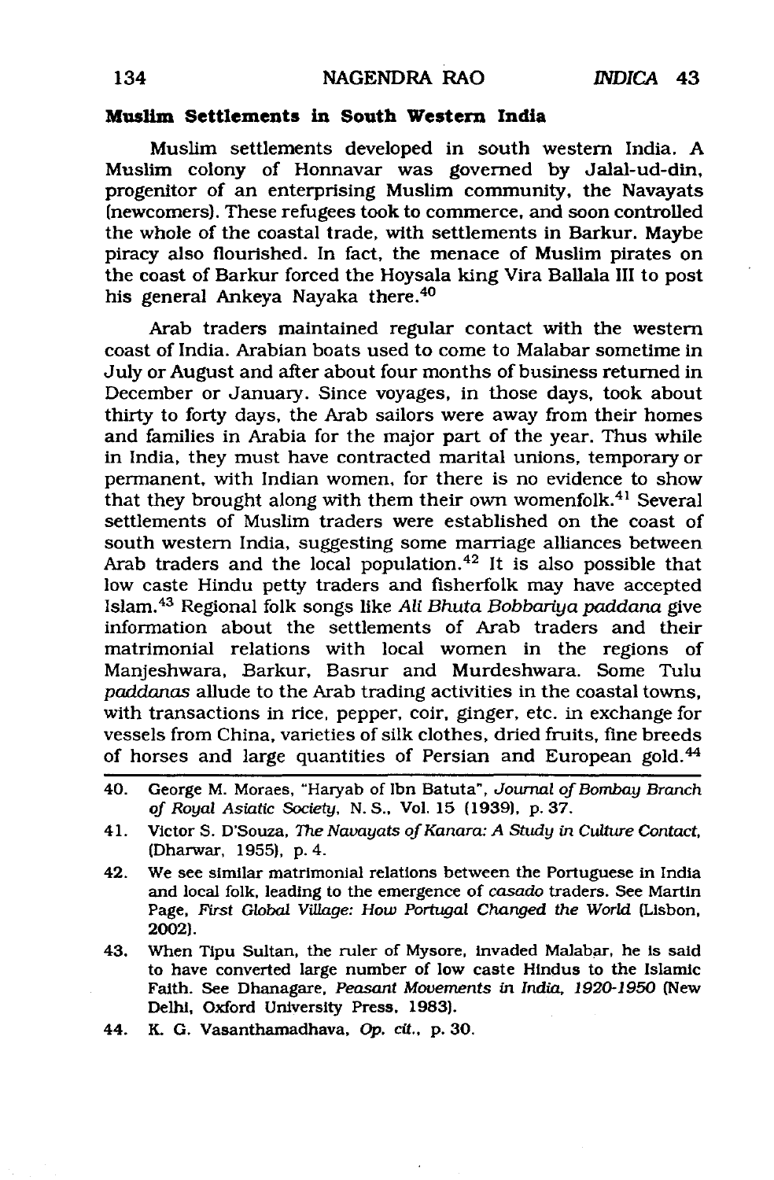**Muslim Settlements in South Western India**

Muslim settlements developed in south western India. A Muslim colony of Honnavar was governed by Jalal-ud-din, progenitor of an enterprising Muslim community, the Navayats (newcomers). These refugees took to commerce, and soon controlled the whole of the coastal trade, with settlements in Barkur. Maybe piracy also flourished. In fact, the menace of Muslim pirates on the coast of Barkur forced the Hoysala king Vira Ballala III to post his general Ankeya Nayaka there.[40]

Arab traders maintained regular contact with the western coast of India. Arabian boats used to come to Malabar sometime in July or August and after about four months of business returned in December or January. Since voyages, in those days, took about thirty to forty days, the Arab sailors were away from their homes and families in Arabia for the major part of the year. Thus while in India, they must have contracted marital unions, temporary or permanent, with Indian women, for there is no evidence to show that they brought along with them their own womenfolk.[41] Several settlements of Muslim traders were established on the coast of south western India, suggesting some marriage alliances between Arab traders and the local population.[42] It is also possible that low caste Hindu petty traders and fisherfolk may have accepted Islam.[43] Regional folk songs like *Ali Bhuta Bobbariya paddana* give information about the settlements of Arab traders and their matrimonial relations with local women in the regions of Manjeshwara, Barkur, Basrur and Murdeshwara. Some Tulu *paddanas* allude to the Arab trading activities in the coastal towns, with transactions in rice, pepper, coir, ginger, etc. in exchange for vessels from China, varieties of silk clothes, dried fruits, fine breeds of horses and large quantities of Persian and European gold.[44]

---

40. George M. Moraes, "Haryab of Ibn Batuta", *Journal of Bombay Branch of Royal Asiatic Society*, N. S., Vol. 15 (1939), p. 37.
41. Victor S. D'Souza, *The Navayats of Kanara: A Study in Culture Contact*, (Dharwar, 1955), p. 4.
42. We see similar matrimonial relations between the Portuguese in India and local folk, leading to the emergence of *casado* traders. See Martin Page, *First Global Village: How Portugal Changed the World* (Lisbon, 2002).
43. When Tipu Sultan, the ruler of Mysore, invaded Malabar, he is said to have converted large number of low caste Hindus to the Islamic Faith. See Dhanagare, *Peasant Movements in India, 1920-1950* (New Delhi, Oxford University Press, 1983).
44. K. G. Vasanthamadhava, *Op. cit.*, p. 30.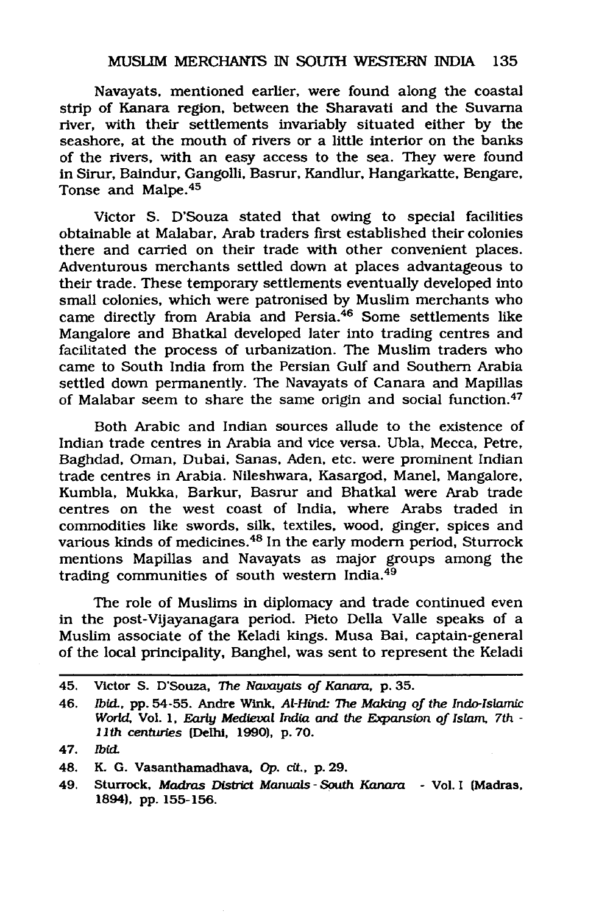Navayats, mentioned earlier, were found along the coastal strip of Kanara region, between the Sharavati and the Suvarna river, with their settlements invariably situated either by the seashore, at the mouth of rivers or a little interior on the banks of the rivers, with an easy access to the sea. They were found in Sirur, Baindur, Gangolli, Basrur, Kandlur, Hangarkatte, Bengare, Tonse and Malpe.[45]

Victor S. D'Souza stated that owing to special facilities obtainable at Malabar, Arab traders first established their colonies there and carried on their trade with other convenient places. Adventurous merchants settled down at places advantageous to their trade. These temporary settlements eventually developed into small colonies, which were patronised by Muslim merchants who came directly from Arabia and Persia.[46] Some settlements like Mangalore and Bhatkal developed later into trading centres and facilitated the process of urbanization. The Muslim traders who came to South India from the Persian Gulf and Southern Arabia settled down permanently. The Navayats of Canara and Mapillas of Malabar seem to share the same origin and social function.[47]

Both Arabic and Indian sources allude to the existence of Indian trade centres in Arabia and vice versa. Ubla, Mecca, Petre, Baghdad, Oman, Dubai, Sanas, Aden, etc. were prominent Indian trade centres in Arabia. Nileshwara, Kasargod, Manel, Mangalore, Kumbla, Mukka, Barkur, Basrur and Bhatkal were Arab trade centres on the west coast of India, where Arabs traded in commodities like swords, silk, textiles, wood, ginger, spices and various kinds of medicines.[48] In the early modern period, Sturrock mentions Mapillas and Navayats as major groups among the trading communities of south western India.[49]

The role of Muslims in diplomacy and trade continued even in the post-Vijayanagara period. Pieto Della Valle speaks of a Muslim associate of the Keladi kings. Musa Bai, captain-general of the local principality, Banghel, was sent to represent the Keladi

---

45. Victor S. D'Souza, *The Navayats of Kanara*, p. 35.
46. *Ibid.*, pp. 54-55. Andre Wink, *Al-Hind: The Making of the Indo-Islamic World*, Vol. 1, *Early Medieval India and the Expansion of Islam, 7th - 11th centuries* (Delhi, 1990), p. 70.
47. *Ibid.*
48. K. G. Vasanthamadhava, *Op. cit.*, p. 29.
49. Sturrock, *Madras District Manuals - South Kanara* - Vol. I (Madras, 1894), pp. 155-156.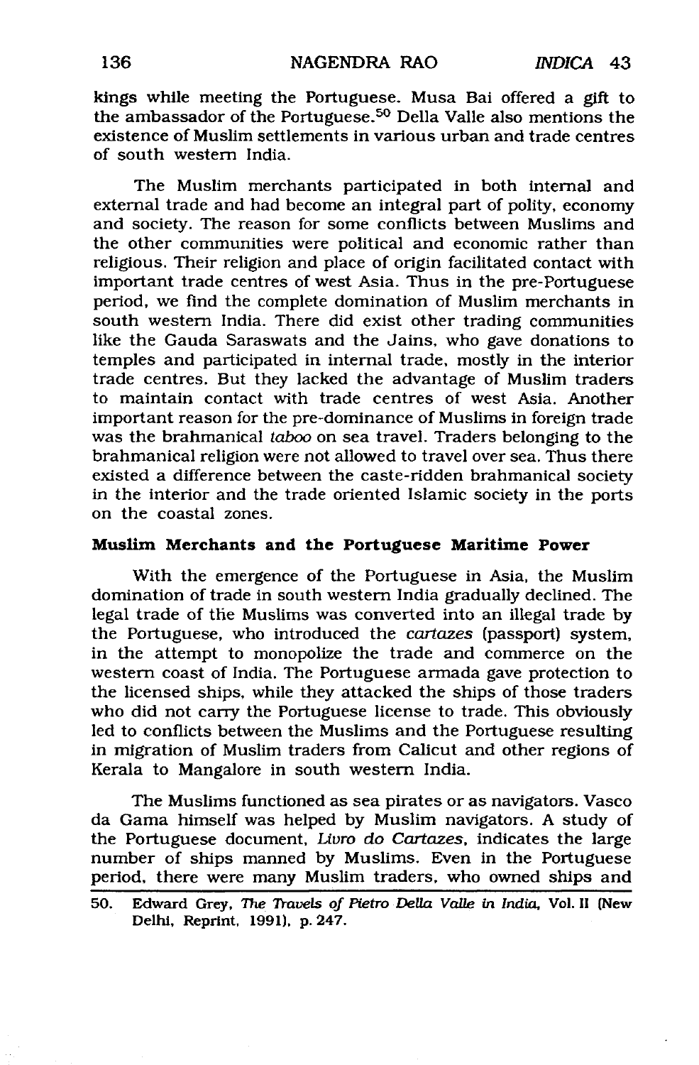kings while meeting the Portuguese. Musa Bai offered a gift to the ambassador of the Portuguese.[50] Della Valle also mentions the existence of Muslim settlements in various urban and trade centres of south western India.

The Muslim merchants participated in both internal and external trade and had become an integral part of polity, economy and society. The reason for some conflicts between Muslims and the other communities were political and economic rather than religious. Their religion and place of origin facilitated contact with important trade centres of west Asia. Thus in the pre-Portuguese period, we find the complete domination of Muslim merchants in south western India. There did exist other trading communities like the Gauda Saraswats and the Jains, who gave donations to temples and participated in internal trade, mostly in the interior trade centres. But they lacked the advantage of Muslim traders to maintain contact with trade centres of west Asia. Another important reason for the pre-dominance of Muslims in foreign trade was the brahmanical *taboo* on sea travel. Traders belonging to the brahmanical religion were not allowed to travel over sea. Thus there existed a difference between the caste-ridden brahmanical society in the interior and the trade oriented Islamic society in the ports on the coastal zones.

**Muslim Merchants and the Portuguese Maritime Power**

With the emergence of the Portuguese in Asia, the Muslim domination of trade in south western India gradually declined. The legal trade of the Muslims was converted into an illegal trade by the Portuguese, who introduced the *cartazes* (passport) system, in the attempt to monopolize the trade and commerce on the western coast of India. The Portuguese armada gave protection to the licensed ships, while they attacked the ships of those traders who did not carry the Portuguese license to trade. This obviously led to conflicts between the Muslims and the Portuguese resulting in migration of Muslim traders from Calicut and other regions of Kerala to Mangalore in south western India.

The Muslims functioned as sea pirates or as navigators. Vasco da Gama himself was helped by Muslim navigators. A study of the Portuguese document, *Livro do Cartazes*, indicates the large number of ships manned by Muslims. Even in the Portuguese period, there were many Muslim traders, who owned ships and

50. Edward Grey, *The Travels of Pietro Della Valle in India*, Vol. II (New Delhi, Reprint, 1991), p. 247.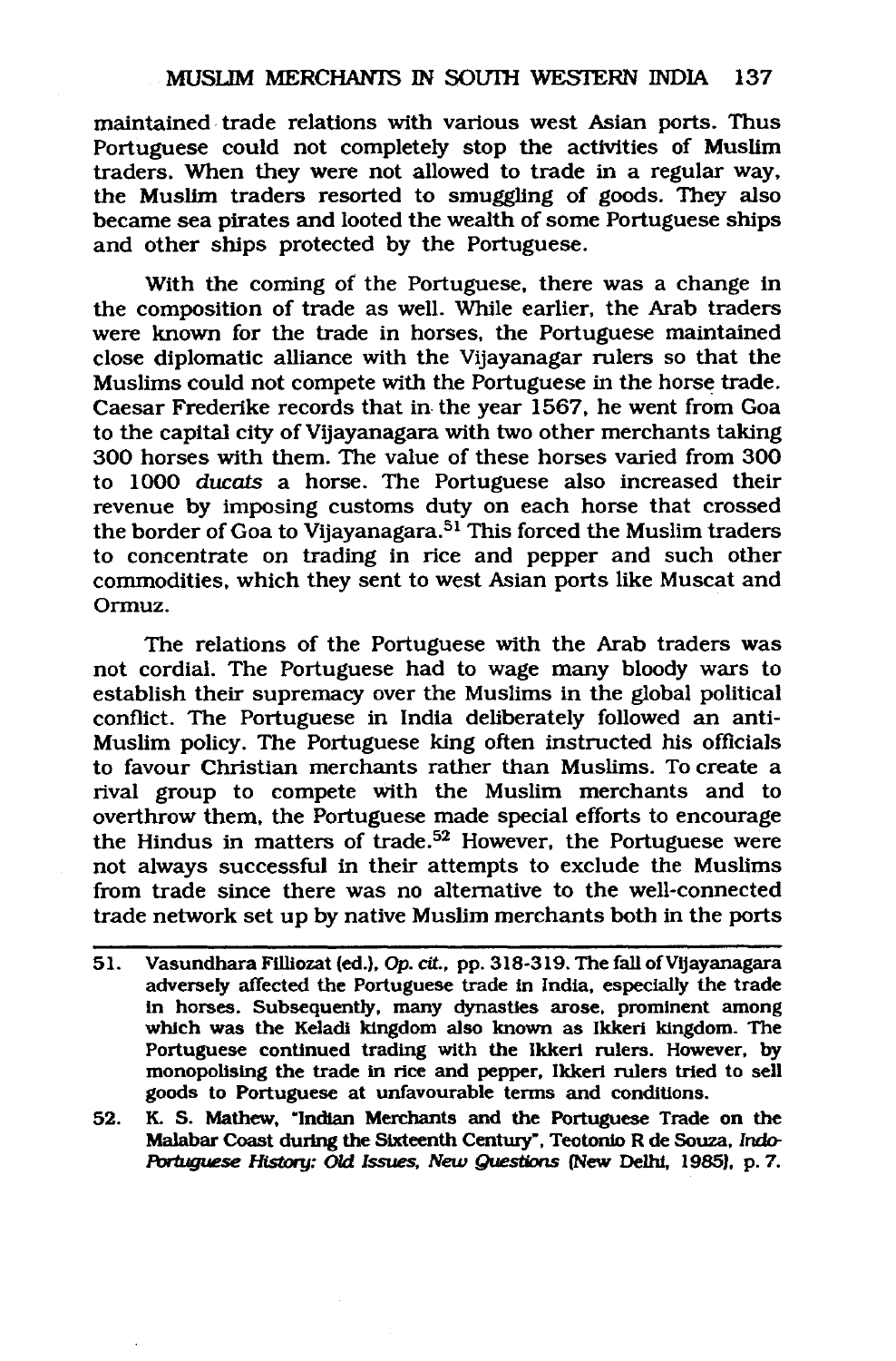maintained trade relations with various west Asian ports. Thus Portuguese could not completely stop the activities of Muslim traders. When they were not allowed to trade in a regular way, the Muslim traders resorted to smuggling of goods. They also became sea pirates and looted the wealth of some Portuguese ships and other ships protected by the Portuguese.

With the coming of the Portuguese, there was a change in the composition of trade as well. While earlier, the Arab traders were known for the trade in horses, the Portuguese maintained close diplomatic alliance with the Vijayanagar rulers so that the Muslims could not compete with the Portuguese in the horse trade. Caesar Frederike records that in the year 1567, he went from Goa to the capital city of Vijayanagara with two other merchants taking 300 horses with them. The value of these horses varied from 300 to 1000 *ducats* a horse. The Portuguese also increased their revenue by imposing customs duty on each horse that crossed the border of Goa to Vijayanagara.[51] This forced the Muslim traders to concentrate on trading in rice and pepper and such other commodities, which they sent to west Asian ports like Muscat and Ormuz.

The relations of the Portuguese with the Arab traders was not cordial. The Portuguese had to wage many bloody wars to establish their supremacy over the Muslims in the global political conflict. The Portuguese in India deliberately followed an anti-Muslim policy. The Portuguese king often instructed his officials to favour Christian merchants rather than Muslims. To create a rival group to compete with the Muslim merchants and to overthrow them, the Portuguese made special efforts to encourage the Hindus in matters of trade.[52] However, the Portuguese were not always successful in their attempts to exclude the Muslims from trade since there was no alternative to the well-connected trade network set up by native Muslim merchants both in the ports

---

51. Vasundhara Filliozat (ed.), *Op. cit.*, pp. 318-319. The fall of Vijayanagara adversely affected the Portuguese trade in India, especially the trade in horses. Subsequently, many dynasties arose, prominent among which was the Keladi kingdom also known as Ikkeri kingdom. The Portuguese continued trading with the Ikkeri rulers. However, by monopolising the trade in rice and pepper, Ikkeri rulers tried to sell goods to Portuguese at unfavourable terms and conditions.
52. K. S. Mathew, "Indian Merchants and the Portuguese Trade on the Malabar Coast during the Sixteenth Century", Teotonio R de Souza, *Indo-Portuguese History: Old Issues, New Questions* (New Delhi, 1985), p. 7.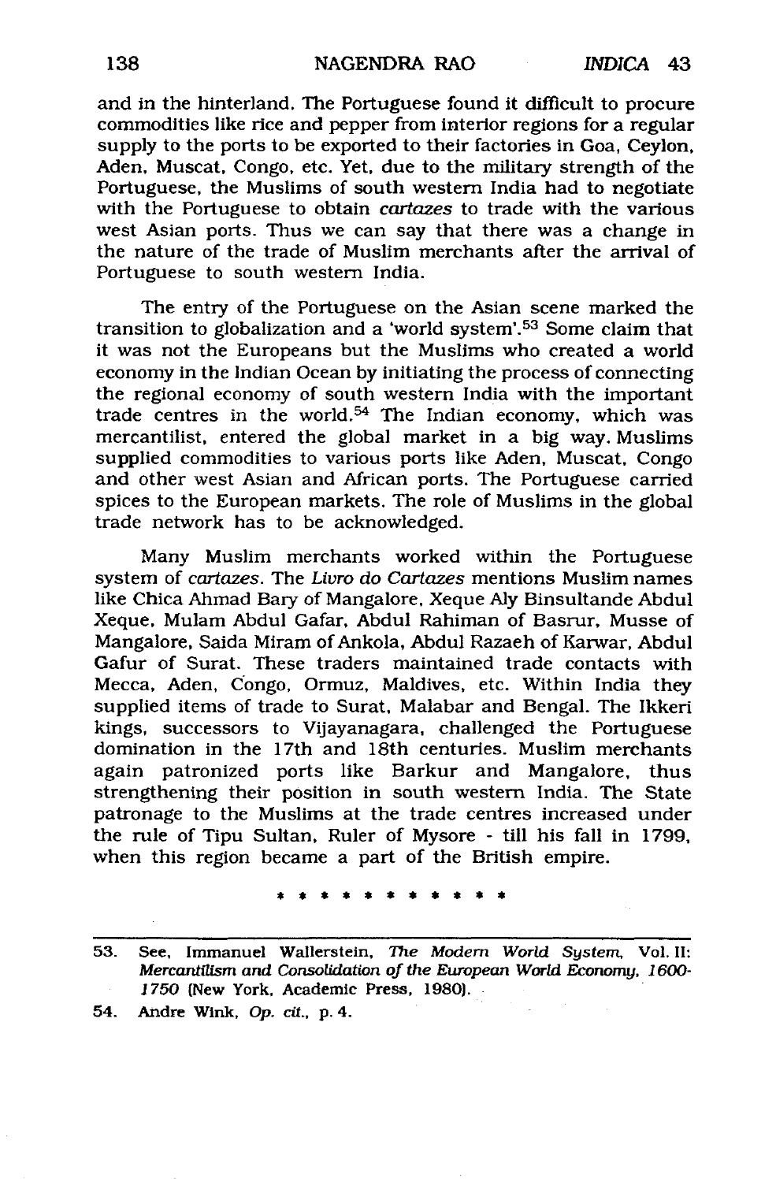and in the hinterland. The Portuguese found it difficult to procure commodities like rice and pepper from interior regions for a regular supply to the ports to be exported to their factories in Goa, Ceylon, Aden, Muscat, Congo, etc. Yet, due to the military strength of the Portuguese, the Muslims of south western India had to negotiate with the Portuguese to obtain *cartazes* to trade with the various west Asian ports. Thus we can say that there was a change in the nature of the trade of Muslim merchants after the arrival of Portuguese to south western India.

The entry of the Portuguese on the Asian scene marked the transition to globalization and a 'world system'.[53] Some claim that it was not the Europeans but the Muslims who created a world economy in the Indian Ocean by initiating the process of connecting the regional economy of south western India with the important trade centres in the world.[54] The Indian economy, which was mercantilist, entered the global market in a big way. Muslims supplied commodities to various ports like Aden, Muscat, Congo and other west Asian and African ports. The Portuguese carried spices to the European markets. The role of Muslims in the global trade network has to be acknowledged.

Many Muslim merchants worked within the Portuguese system of *cartazes*. The *Livro do Cartazes* mentions Muslim names like Chica Ahmad Bary of Mangalore, Xeque Aly Binsultande Abdul Xeque, Mulam Abdul Gafar, Abdul Rahiman of Basrur, Musse of Mangalore, Saida Miram of Ankola, Abdul Razaeh of Karwar, Abdul Gafur of Surat. These traders maintained trade contacts with Mecca, Aden, Congo, Ormuz, Maldives, etc. Within India they supplied items of trade to Surat, Malabar and Bengal. The Ikkeri kings, successors to Vijayanagara, challenged the Portuguese domination in the 17th and 18th centuries. Muslim merchants again patronized ports like Barkur and Mangalore, thus strengthening their position in south western India. The State patronage to the Muslims at the trade centres increased under the rule of Tipu Sultan, Ruler of Mysore - till his fall in 1799, when this region became a part of the British empire.

* * * * * * * * * * * *

---

53. See, Immanuel Wallerstein, *The Modern World System*, Vol. II: *Mercantilism and Consolidation of the European World Economy, 1600-1750* (New York, Academic Press, 1980).

54. Andre Wink, *Op. cit.*, p. 4.